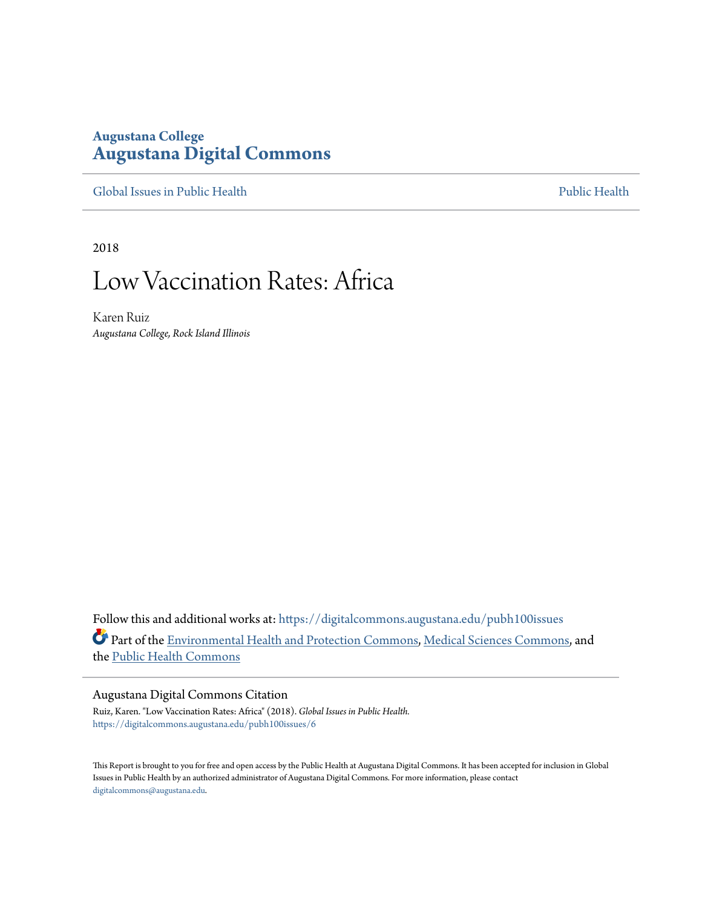Augustana College
**Augustana Digital Commons**

Global Issues in Public Health | Public Health

2018

# Low Vaccination Rates: Africa

Karen Ruiz
*Augustana College, Rock Island Illinois*

Follow this and additional works at: https://digitalcommons.augustana.edu/pubh100issues

Part of the Environmental Health and Protection Commons, Medical Sciences Commons, and the Public Health Commons

Augustana Digital Commons Citation

Ruiz, Karen. "Low Vaccination Rates: Africa" (2018). *Global Issues in Public Health.*
https://digitalcommons.augustana.edu/pubh100issues/6

This Report is brought to you for free and open access by the Public Health at Augustana Digital Commons. It has been accepted for inclusion in Global Issues in Public Health by an authorized administrator of Augustana Digital Commons. For more information, please contact digitalcommons@augustana.edu.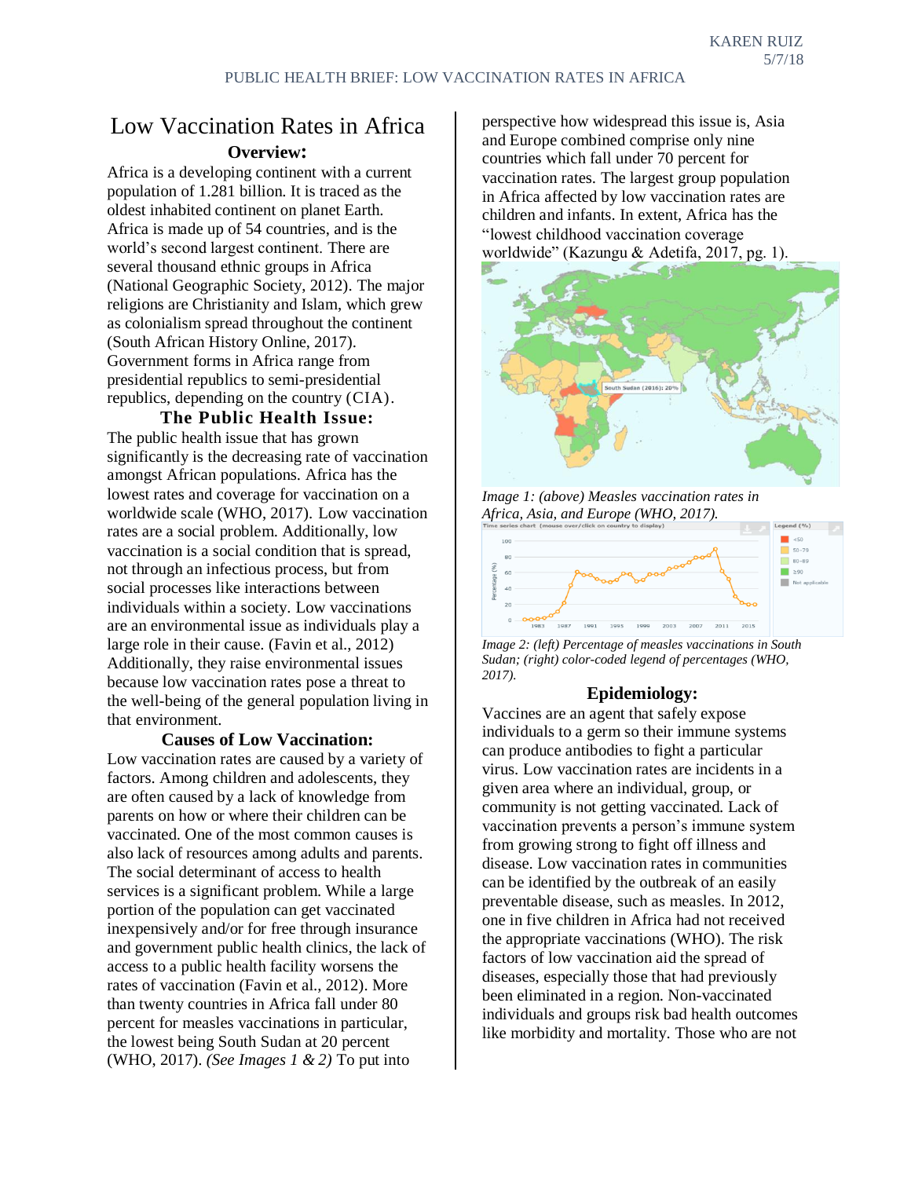# Low Vaccination Rates in Africa

## Overview:

Africa is a developing continent with a current population of 1.281 billion. It is traced as the oldest inhabited continent on planet Earth. Africa is made up of 54 countries, and is the world's second largest continent. There are several thousand ethnic groups in Africa (National Geographic Society, 2012). The major religions are Christianity and Islam, which grew as colonialism spread throughout the continent (South African History Online, 2017). Government forms in Africa range from presidential republics to semi-presidential republics, depending on the country (CIA).

## The Public Health Issue:

The public health issue that has grown significantly is the decreasing rate of vaccination amongst African populations. Africa has the lowest rates and coverage for vaccination on a worldwide scale (WHO, 2017). Low vaccination rates are a social problem. Additionally, low vaccination is a social condition that is spread, not through an infectious process, but from social processes like interactions between individuals within a society. Low vaccinations are an environmental issue as individuals play a large role in their cause. (Favin et al., 2012) Additionally, they raise environmental issues because low vaccination rates pose a threat to the well-being of the general population living in that environment.

## Causes of Low Vaccination:

Low vaccination rates are caused by a variety of factors. Among children and adolescents, they are often caused by a lack of knowledge from parents on how or where their children can be vaccinated. One of the most common causes is also lack of resources among adults and parents. The social determinant of access to health services is a significant problem. While a large portion of the population can get vaccinated inexpensively and/or for free through insurance and government public health clinics, the lack of access to a public health facility worsens the rates of vaccination (Favin et al., 2012). More than twenty countries in Africa fall under 80 percent for measles vaccinations in particular, the lowest being South Sudan at 20 percent (WHO, 2017). *(See Images 1 & 2)* To put into perspective how widespread this issue is, Asia and Europe combined comprise only nine countries which fall under 70 percent for vaccination rates. The largest group population in Africa affected by low vaccination rates are children and infants. In extent, Africa has the "lowest childhood vaccination coverage worldwide" (Kazungu & Adetifa, 2017, pg. 1).

*Image 1: (above) Measles vaccination rates in Africa, Asia, and Europe (WHO, 2017).*

*Image 2: (left) Percentage of measles vaccinations in South Sudan; (right) color-coded legend of percentages (WHO, 2017).*

## Epidemiology:

Vaccines are an agent that safely expose individuals to a germ so their immune systems can produce antibodies to fight a particular virus. Low vaccination rates are incidents in a given area where an individual, group, or community is not getting vaccinated. Lack of vaccination prevents a person's immune system from growing strong to fight off illness and disease. Low vaccination rates in communities can be identified by the outbreak of an easily preventable disease, such as measles. In 2012, one in five children in Africa had not received the appropriate vaccinations (WHO). The risk factors of low vaccination aid the spread of diseases, especially those that had previously been eliminated in a region. Non-vaccinated individuals and groups risk bad health outcomes like morbidity and mortality. Those who are not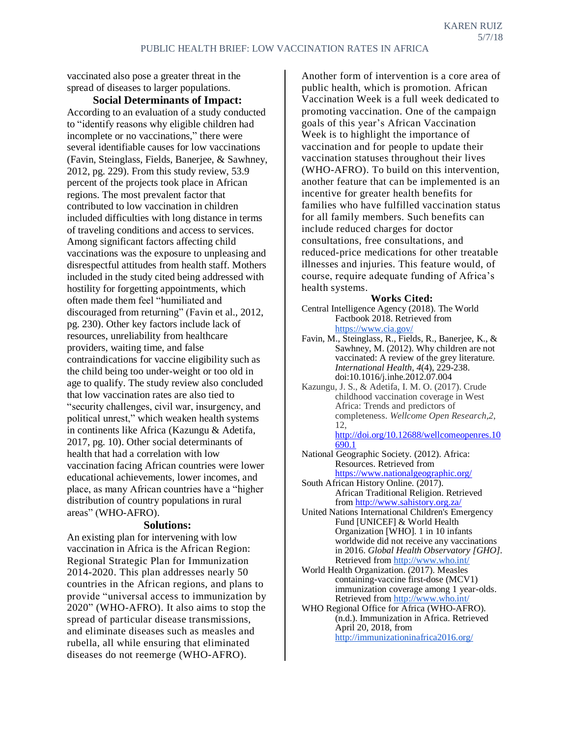vaccinated also pose a greater threat in the spread of diseases to larger populations.

**Social Determinants of Impact:**

According to an evaluation of a study conducted to "identify reasons why eligible children had incomplete or no vaccinations," there were several identifiable causes for low vaccinations (Favin, Steinglass, Fields, Banerjee, & Sawhney, 2012, pg. 229). From this study review, 53.9 percent of the projects took place in African regions. The most prevalent factor that contributed to low vaccination in children included difficulties with long distance in terms of traveling conditions and access to services. Among significant factors affecting child vaccinations was the exposure to unpleasing and disrespectful attitudes from health staff. Mothers included in the study cited being addressed with hostility for forgetting appointments, which often made them feel "humiliated and discouraged from returning" (Favin et al., 2012, pg. 230). Other key factors include lack of resources, unreliability from healthcare providers, waiting time, and false contraindications for vaccine eligibility such as the child being too under-weight or too old in age to qualify. The study review also concluded that low vaccination rates are also tied to "security challenges, civil war, insurgency, and political unrest," which weaken health systems in continents like Africa (Kazungu & Adetifa, 2017, pg. 10). Other social determinants of health that had a correlation with low vaccination facing African countries were lower educational achievements, lower incomes, and place, as many African countries have a "higher distribution of country populations in rural areas" (WHO-AFRO).

**Solutions:**

An existing plan for intervening with low vaccination in Africa is the African Region: Regional Strategic Plan for Immunization 2014-2020. This plan addresses nearly 50 countries in the African regions, and plans to provide "universal access to immunization by 2020" (WHO-AFRO). It also aims to stop the spread of particular disease transmissions, and eliminate diseases such as measles and rubella, all while ensuring that eliminated diseases do not reemerge (WHO-AFRO).

Another form of intervention is a core area of public health, which is promotion. African Vaccination Week is a full week dedicated to promoting vaccination. One of the campaign goals of this year's African Vaccination Week is to highlight the importance of vaccination and for people to update their vaccination statuses throughout their lives (WHO-AFRO). To build on this intervention, another feature that can be implemented is an incentive for greater health benefits for families who have fulfilled vaccination status for all family members. Such benefits can include reduced charges for doctor consultations, free consultations, and reduced-price medications for other treatable illnesses and injuries. This feature would, of course, require adequate funding of Africa's health systems.

**Works Cited:**

Central Intelligence Agency (2018). The World Factbook 2018. Retrieved from https://www.cia.gov/

Favin, M., Steinglass, R., Fields, R., Banerjee, K., & Sawhney, M. (2012). Why children are not vaccinated: A review of the grey literature. *International Health*, *4*(4), 229-238. doi:10.1016/j.inhe.2012.07.004

Kazungu, J. S., & Adetifa, I. M. O. (2017). Crude childhood vaccination coverage in West Africa: Trends and predictors of completeness. *Wellcome Open Research*,*2*, 12, http://doi.org/10.12688/wellcomeopenres.10690.1

National Geographic Society. (2012). Africa: Resources. Retrieved from https://www.nationalgeographic.org/

South African History Online. (2017). African Traditional Religion. Retrieved from http://www.sahistory.org.za/

United Nations International Children's Emergency Fund [UNICEF] & World Health Organization [WHO]. 1 in 10 infants worldwide did not receive any vaccinations in 2016. *Global Health Observatory [GHO]*. Retrieved from http://www.who.int/

World Health Organization. (2017). Measles containing-vaccine first-dose (MCV1) immunization coverage among 1 year-olds. Retrieved from http://www.who.int/

WHO Regional Office for Africa (WHO-AFRO). (n.d.). Immunization in Africa. Retrieved April 20, 2018, from http://immunizationinafrica2016.org/